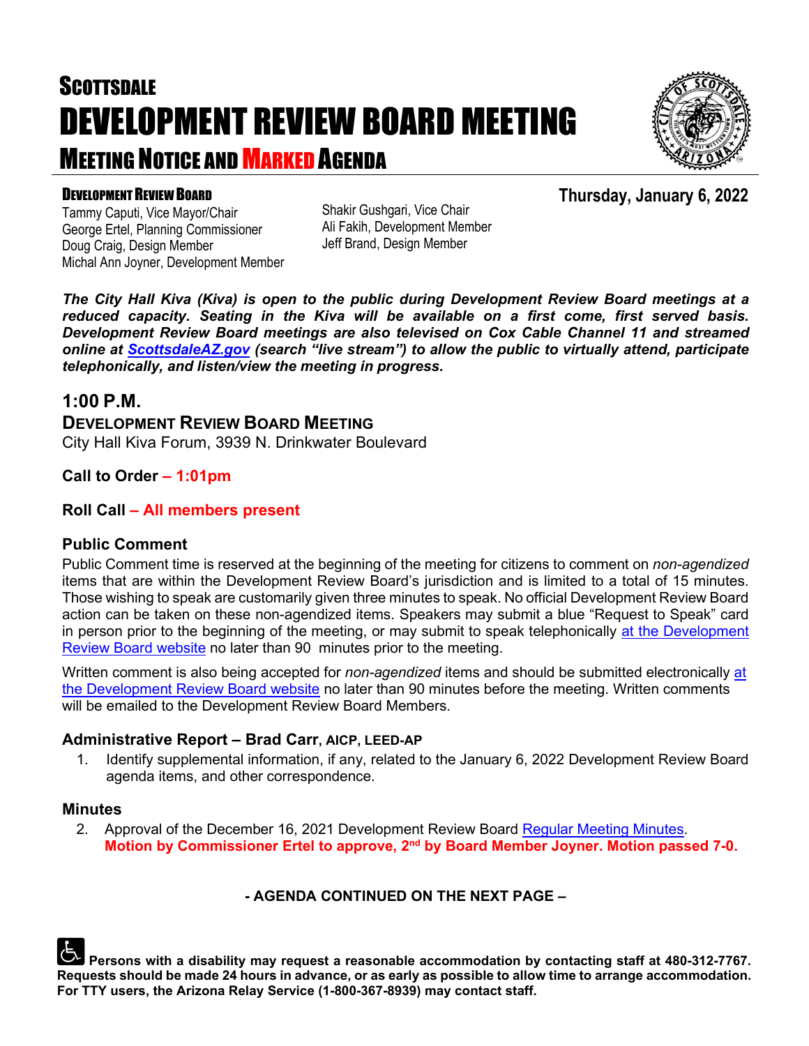# SCOTTSDALE
# DEVELOPMENT REVIEW BOARD MEETING
## MEETING NOTICE AND MARKED AGENDA

**DEVELOPMENT REVIEW BOARD**

**Thursday, January 6, 2022**

Tammy Caputi, Vice Mayor/Chair
George Ertel, Planning Commissioner
Doug Craig, Design Member
Michal Ann Joyner, Development Member
Shakir Gushgari, Vice Chair
Ali Fakih, Development Member
Jeff Brand, Design Member

***The City Hall Kiva (Kiva) is open to the public during Development Review Board meetings at a reduced capacity. Seating in the Kiva will be available on a first come, first served basis. Development Review Board meetings are also televised on Cox Cable Channel 11 and streamed online at [ScottsdaleAZ.gov](ScottsdaleAZ.gov) (search "live stream") to allow the public to virtually attend, participate telephonically, and listen/view the meeting in progress.***

## 1:00 P.M.

### DEVELOPMENT REVIEW BOARD MEETING

City Hall Kiva Forum, 3939 N. Drinkwater Boulevard

**Call to Order – 1:01pm**

**Roll Call – All members present**

### Public Comment

Public Comment time is reserved at the beginning of the meeting for citizens to comment on *non-agendized* items that are within the Development Review Board's jurisdiction and is limited to a total of 15 minutes. Those wishing to speak are customarily given three minutes to speak. No official Development Review Board action can be taken on these non-agendized items. Speakers may submit a blue "Request to Speak" card in person prior to the beginning of the meeting, or may submit to speak telephonically at the Development Review Board website no later than 90 minutes prior to the meeting.

Written comment is also being accepted for *non-agendized* items and should be submitted electronically at the Development Review Board website no later than 90 minutes before the meeting. Written comments will be emailed to the Development Review Board Members.

### Administrative Report – Brad Carr, AICP, LEED-AP

1. Identify supplemental information, if any, related to the January 6, 2022 Development Review Board agenda items, and other correspondence.

### Minutes

2. Approval of the December 16, 2021 Development Review Board Regular Meeting Minutes.
   **Motion by Commissioner Ertel to approve, 2nd by Board Member Joyner. Motion passed 7-0.**

**- AGENDA CONTINUED ON THE NEXT PAGE –**

**Persons with a disability may request a reasonable accommodation by contacting staff at 480-312-7767. Requests should be made 24 hours in advance, or as early as possible to allow time to arrange accommodation. For TTY users, the Arizona Relay Service (1-800-367-8939) may contact staff.**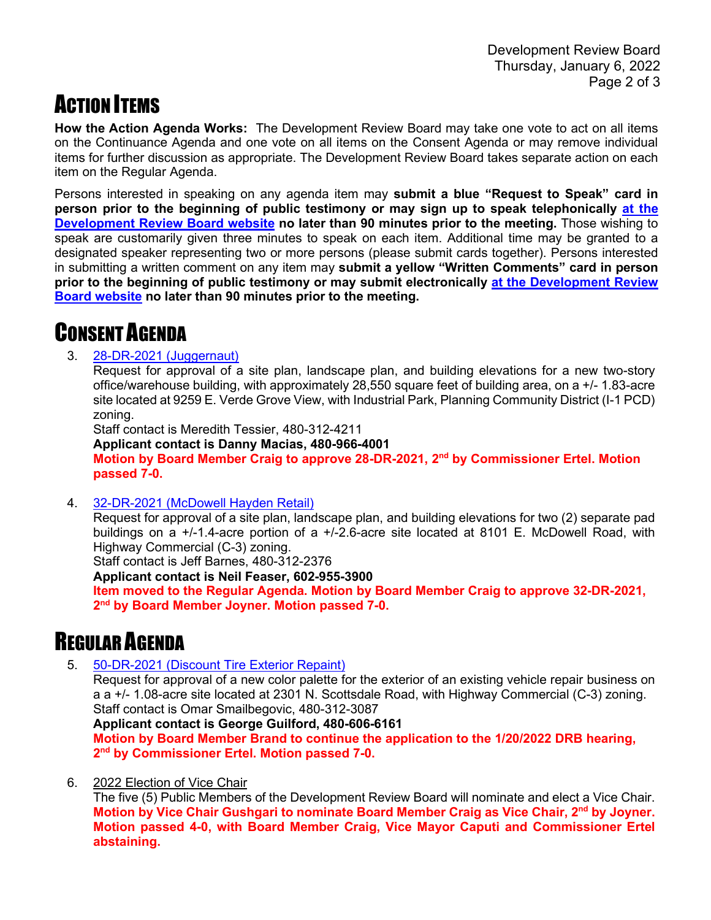# ACTION ITEMS

**How the Action Agenda Works:** The Development Review Board may take one vote to act on all items on the Continuance Agenda and one vote on all items on the Consent Agenda or may remove individual items for further discussion as appropriate. The Development Review Board takes separate action on each item on the Regular Agenda.

Persons interested in speaking on any agenda item may **submit a blue "Request to Speak" card in person prior to the beginning of public testimony or may sign up to speak telephonically [at the Development Review Board website](#) no later than 90 minutes prior to the meeting.** Those wishing to speak are customarily given three minutes to speak on each item. Additional time may be granted to a designated speaker representing two or more persons (please submit cards together). Persons interested in submitting a written comment on any item may **submit a yellow "Written Comments" card in person prior to the beginning of public testimony or may submit electronically [at the Development Review Board website](#) no later than 90 minutes prior to the meeting.**

# CONSENT AGENDA

3. [28-DR-2021 (Juggernaut)](#)

   Request for approval of a site plan, landscape plan, and building elevations for a new two-story office/warehouse building, with approximately 28,550 square feet of building area, on a +/- 1.83-acre site located at 9259 E. Verde Grove View, with Industrial Park, Planning Community District (I-1 PCD) zoning.

   Staff contact is Meredith Tessier, 480-312-4211

   **Applicant contact is Danny Macias, 480-966-4001**

   **Motion by Board Member Craig to approve 28-DR-2021, 2nd by Commissioner Ertel. Motion passed 7-0.**

4. [32-DR-2021 (McDowell Hayden Retail)](#)

   Request for approval of a site plan, landscape plan, and building elevations for two (2) separate pad buildings on a +/-1.4-acre portion of a +/-2.6-acre site located at 8101 E. McDowell Road, with Highway Commercial (C-3) zoning.

   Staff contact is Jeff Barnes, 480-312-2376

   **Applicant contact is Neil Feaser, 602-955-3900**

   **Item moved to the Regular Agenda. Motion by Board Member Craig to approve 32-DR-2021, 2nd by Board Member Joyner. Motion passed 7-0.**

# REGULAR AGENDA

5. [50-DR-2021 (Discount Tire Exterior Repaint)](#)

   Request for approval of a new color palette for the exterior of an existing vehicle repair business on a a +/- 1.08-acre site located at 2301 N. Scottsdale Road, with Highway Commercial (C-3) zoning.

   Staff contact is Omar Smailbegovic, 480-312-3087

   **Applicant contact is George Guilford, 480-606-6161**

   **Motion by Board Member Brand to continue the application to the 1/20/2022 DRB hearing, 2nd by Commissioner Ertel. Motion passed 7-0.**

6. 2022 Election of Vice Chair

   The five (5) Public Members of the Development Review Board will nominate and elect a Vice Chair.

   **Motion by Vice Chair Gushgari to nominate Board Member Craig as Vice Chair, 2nd by Joyner. Motion passed 4-0, with Board Member Craig, Vice Mayor Caputi and Commissioner Ertel abstaining.**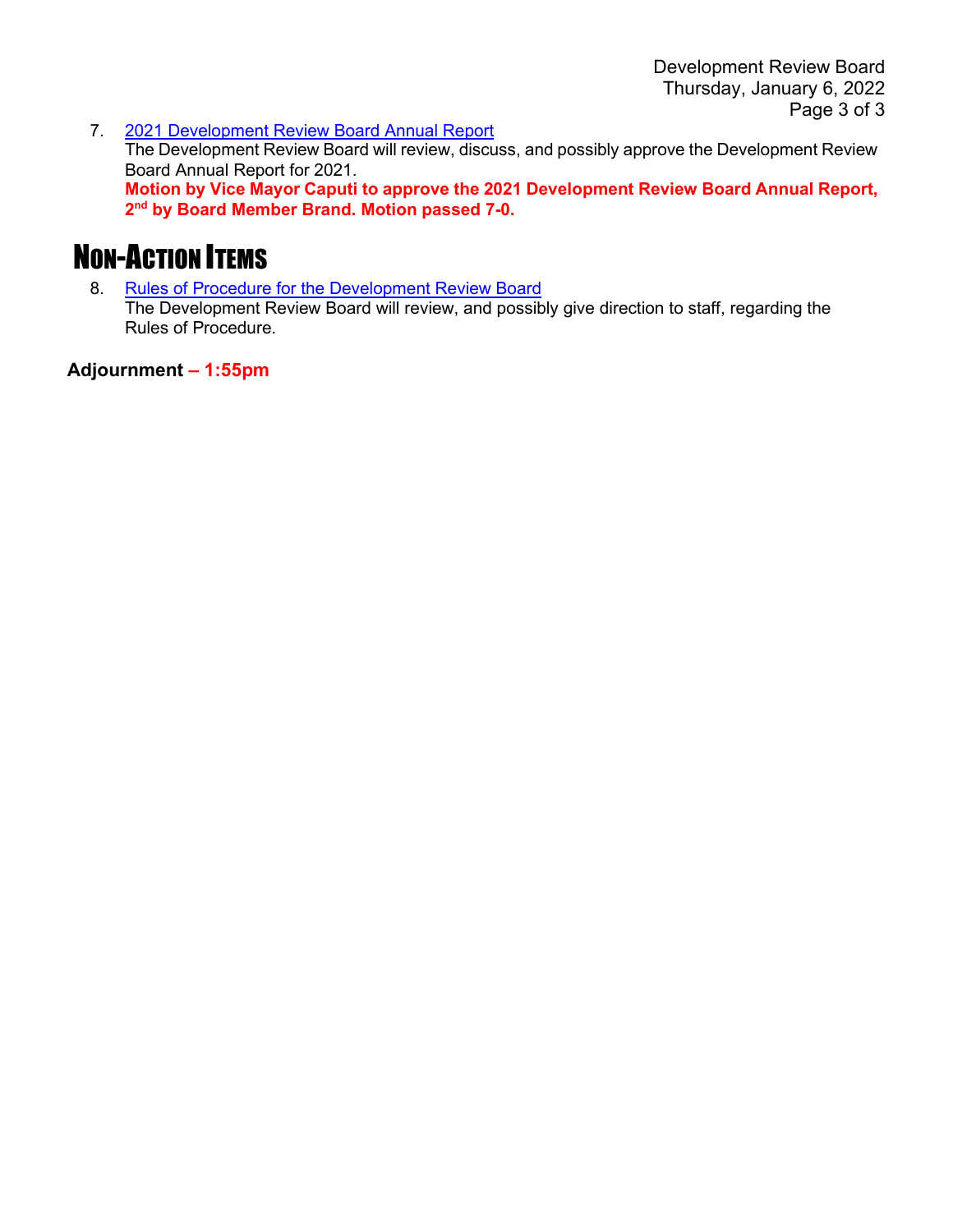7. [2021 Development Review Board Annual Report]
   The Development Review Board will review, discuss, and possibly approve the Development Review Board Annual Report for 2021.
   **Motion by Vice Mayor Caputi to approve the 2021 Development Review Board Annual Report, 2nd by Board Member Brand. Motion passed 7-0.**

# NON-ACTION ITEMS

8. [Rules of Procedure for the Development Review Board]
   The Development Review Board will review, and possibly give direction to staff, regarding the Rules of Procedure.

**Adjournment – 1:55pm**